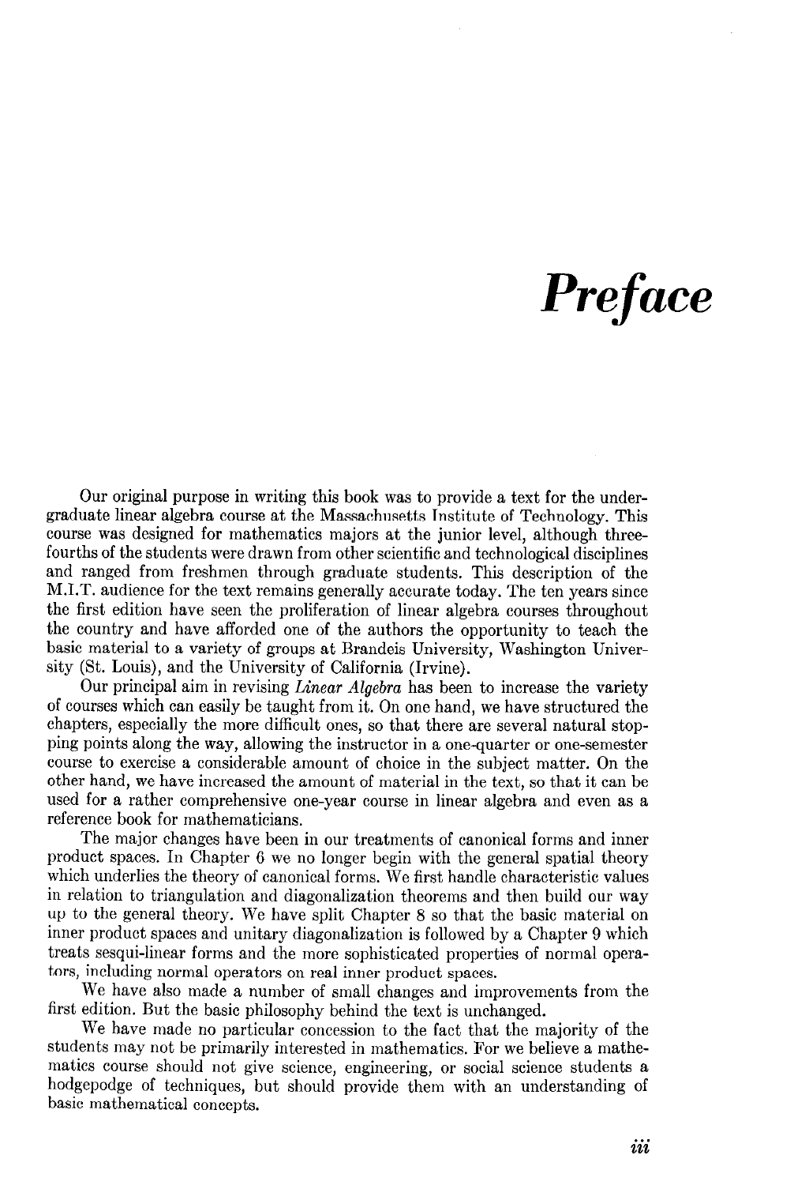# *Preface*

Our original purpose in writing this book was to provide a text for the undergraduate linear algebra course at the Massachusetts Institute of Technology. This course was designed for mathematics majors at the junior level, although three-fourths of the students were drawn from other scientific and technological disciplines and ranged from freshmen through graduate students. This description of the M.I.T. audience for the text remains generally accurate today. The ten years since the first edition have seen the proliferation of linear algebra courses throughout the country and have afforded one of the authors the opportunity to teach the basic material to a variety of groups at Brandeis University, Washington University (St. Louis), and the University of California (Irvine).

Our principal aim in revising *Linear Algebra* has been to increase the variety of courses which can easily be taught from it. On one hand, we have structured the chapters, especially the more difficult ones, so that there are several natural stopping points along the way, allowing the instructor in a one-quarter or one-semester course to exercise a considerable amount of choice in the subject matter. On the other hand, we have increased the amount of material in the text, so that it can be used for a rather comprehensive one-year course in linear algebra and even as a reference book for mathematicians.

The major changes have been in our treatments of canonical forms and inner product spaces. In Chapter 6 we no longer begin with the general spatial theory which underlies the theory of canonical forms. We first handle characteristic values in relation to triangulation and diagonalization theorems and then build our way up to the general theory. We have split Chapter 8 so that the basic material on inner product spaces and unitary diagonalization is followed by a Chapter 9 which treats sesqui-linear forms and the more sophisticated properties of normal operators, including normal operators on real inner product spaces.

We have also made a number of small changes and improvements from the first edition. But the basic philosophy behind the text is unchanged.

We have made no particular concession to the fact that the majority of the students may not be primarily interested in mathematics. For we believe a mathematics course should not give science, engineering, or social science students a hodgepodge of techniques, but should provide them with an understanding of basic mathematical concepts.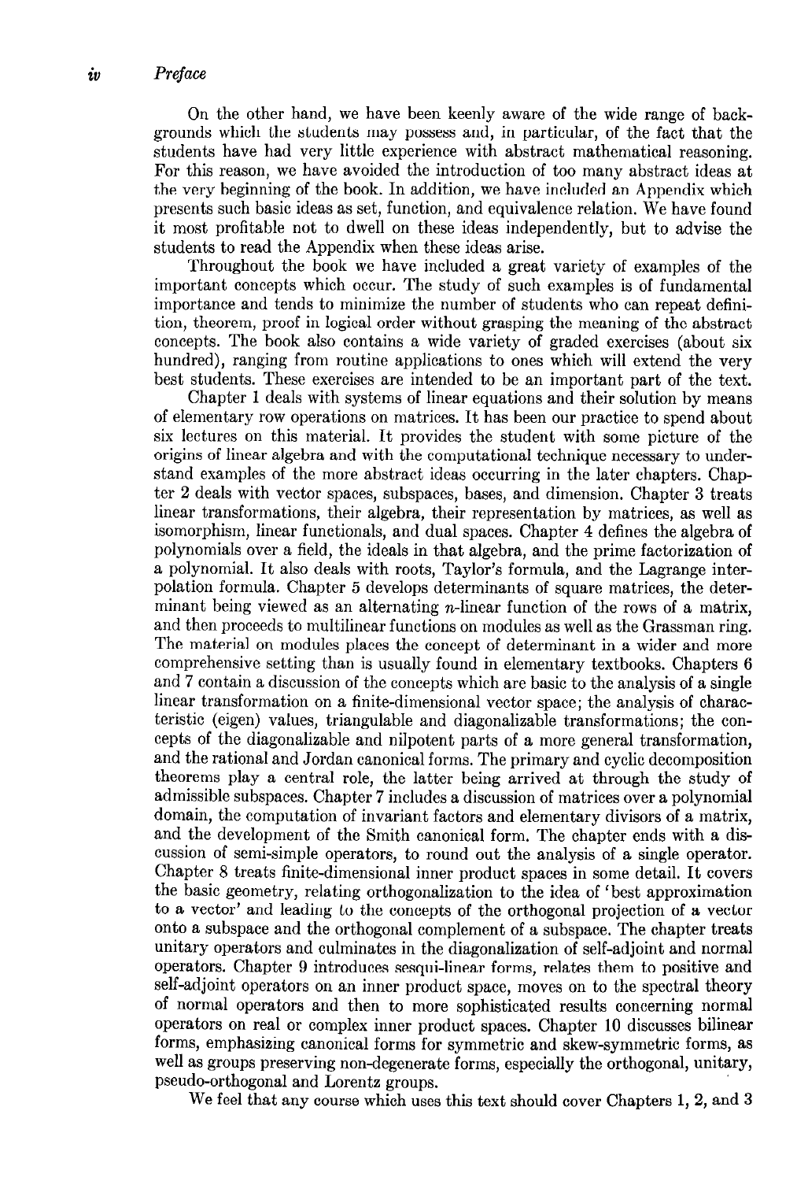On the other hand, we have been keenly aware of the wide range of backgrounds which the students may possess and, in particular, of the fact that the students have had very little experience with abstract mathematical reasoning. For this reason, we have avoided the introduction of too many abstract ideas at the very beginning of the book. In addition, we have included an Appendix which presents such basic ideas as set, function, and equivalence relation. We have found it most profitable not to dwell on these ideas independently, but to advise the students to read the Appendix when these ideas arise.

Throughout the book we have included a great variety of examples of the important concepts which occur. The study of such examples is of fundamental importance and tends to minimize the number of students who can repeat definition, theorem, proof in logical order without grasping the meaning of the abstract concepts. The book also contains a wide variety of graded exercises (about six hundred), ranging from routine applications to ones which will extend the very best students. These exercises are intended to be an important part of the text.

Chapter 1 deals with systems of linear equations and their solution by means of elementary row operations on matrices. It has been our practice to spend about six lectures on this material. It provides the student with some picture of the origins of linear algebra and with the computational technique necessary to understand examples of the more abstract ideas occurring in the later chapters. Chapter 2 deals with vector spaces, subspaces, bases, and dimension. Chapter 3 treats linear transformations, their algebra, their representation by matrices, as well as isomorphism, linear functionals, and dual spaces. Chapter 4 defines the algebra of polynomials over a field, the ideals in that algebra, and the prime factorization of a polynomial. It also deals with roots, Taylor's formula, and the Lagrange interpolation formula. Chapter 5 develops determinants of square matrices, the determinant being viewed as an alternating $n$-linear function of the rows of a matrix, and then proceeds to multilinear functions on modules as well as the Grassman ring. The material on modules places the concept of determinant in a wider and more comprehensive setting than is usually found in elementary textbooks. Chapters 6 and 7 contain a discussion of the concepts which are basic to the analysis of a single linear transformation on a finite-dimensional vector space; the analysis of characteristic (eigen) values, triangulable and diagonalizable transformations; the concepts of the diagonalizable and nilpotent parts of a more general transformation, and the rational and Jordan canonical forms. The primary and cyclic decomposition theorems play a central role, the latter being arrived at through the study of admissible subspaces. Chapter 7 includes a discussion of matrices over a polynomial domain, the computation of invariant factors and elementary divisors of a matrix, and the development of the Smith canonical form. The chapter ends with a discussion of semi-simple operators, to round out the analysis of a single operator. Chapter 8 treats finite-dimensional inner product spaces in some detail. It covers the basic geometry, relating orthogonalization to the idea of 'best approximation to a vector' and leading to the concepts of the orthogonal projection of a vector onto a subspace and the orthogonal complement of a subspace. The chapter treats unitary operators and culminates in the diagonalization of self-adjoint and normal operators. Chapter 9 introduces sesqui-linear forms, relates them to positive and self-adjoint operators on an inner product space, moves on to the spectral theory of normal operators and then to more sophisticated results concerning normal operators on real or complex inner product spaces. Chapter 10 discusses bilinear forms, emphasizing canonical forms for symmetric and skew-symmetric forms, as well as groups preserving non-degenerate forms, especially the orthogonal, unitary, pseudo-orthogonal and Lorentz groups.

We feel that any course which uses this text should cover Chapters 1, 2, and 3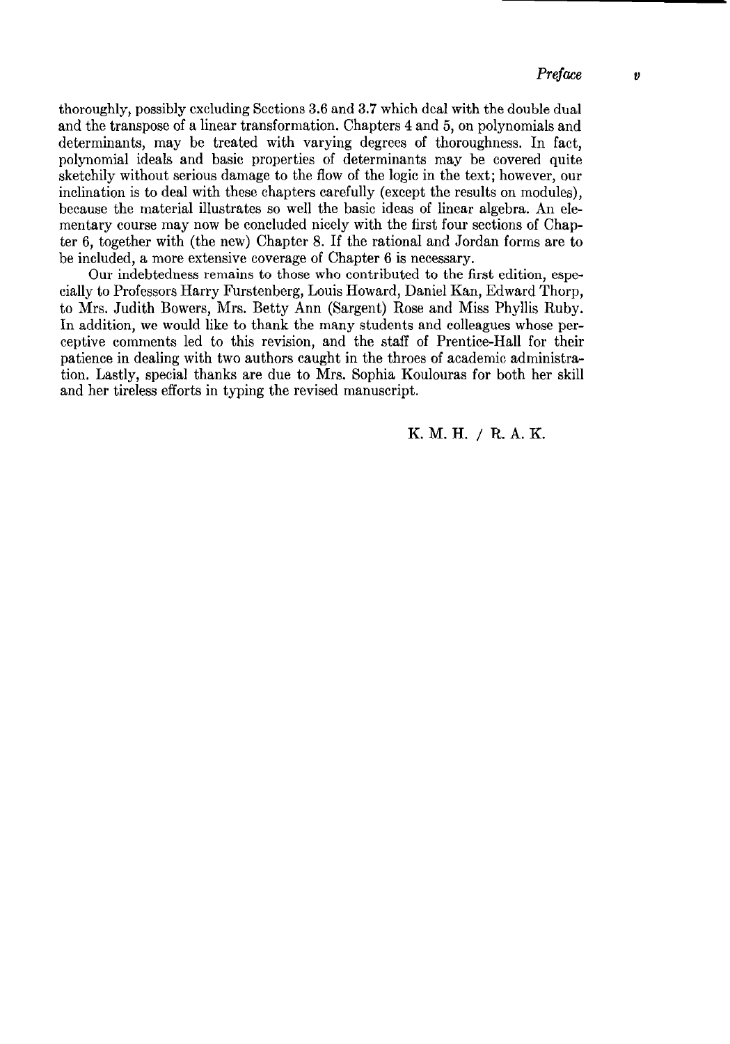thoroughly, possibly excluding Sections 3.6 and 3.7 which deal with the double dual and the transpose of a linear transformation. Chapters 4 and 5, on polynomials and determinants, may be treated with varying degrees of thoroughness. In fact, polynomial ideals and basic properties of determinants may be covered quite sketchily without serious damage to the flow of the logic in the text; however, our inclination is to deal with these chapters carefully (except the results on modules), because the material illustrates so well the basic ideas of linear algebra. An elementary course may now be concluded nicely with the first four sections of Chapter 6, together with (the new) Chapter 8. If the rational and Jordan forms are to be included, a more extensive coverage of Chapter 6 is necessary.

Our indebtedness remains to those who contributed to the first edition, especially to Professors Harry Furstenberg, Louis Howard, Daniel Kan, Edward Thorp, to Mrs. Judith Bowers, Mrs. Betty Ann (Sargent) Rose and Miss Phyllis Ruby. In addition, we would like to thank the many students and colleagues whose perceptive comments led to this revision, and the staff of Prentice-Hall for their patience in dealing with two authors caught in the throes of academic administration. Lastly, special thanks are due to Mrs. Sophia Koulouras for both her skill and her tireless efforts in typing the revised manuscript.

K. M. H. / R. A. K.